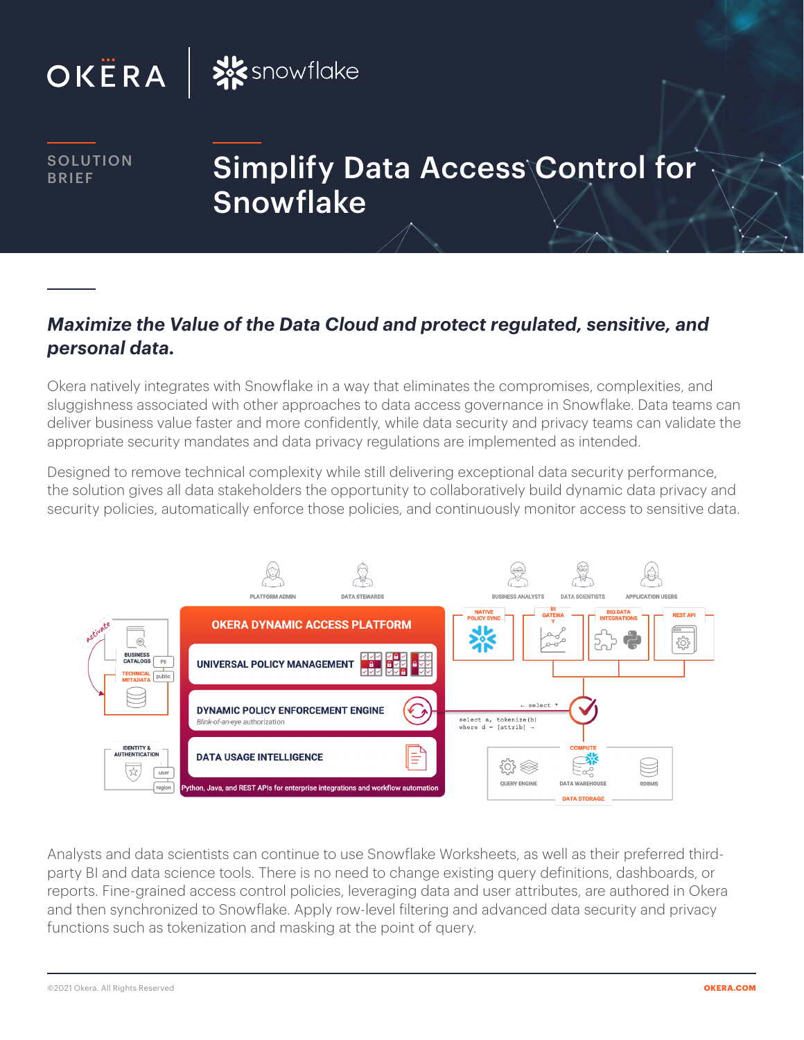OKERA | snowflake

SOLUTION BRIEF

# Simplify Data Access Control for Snowflake

## *Maximize the Value of the Data Cloud and protect regulated, sensitive, and personal data.*

Okera natively integrates with Snowflake in a way that eliminates the compromises, complexities, and sluggishness associated with other approaches to data access governance in Snowflake. Data teams can deliver business value faster and more confidently, while data security and privacy teams can validate the appropriate security mandates and data privacy regulations are implemented as intended.

Designed to remove technical complexity while still delivering exceptional data security performance, the solution gives all data stakeholders the opportunity to collaboratively build dynamic data privacy and security policies, automatically enforce those policies, and continuously monitor access to sensitive data.

Analysts and data scientists can continue to use Snowflake Worksheets, as well as their preferred third-party BI and data science tools. There is no need to change existing query definitions, dashboards, or reports. Fine-grained access control policies, leveraging data and user attributes, are authored in Okera and then synchronized to Snowflake. Apply row-level filtering and advanced data security and privacy functions such as tokenization and masking at the point of query.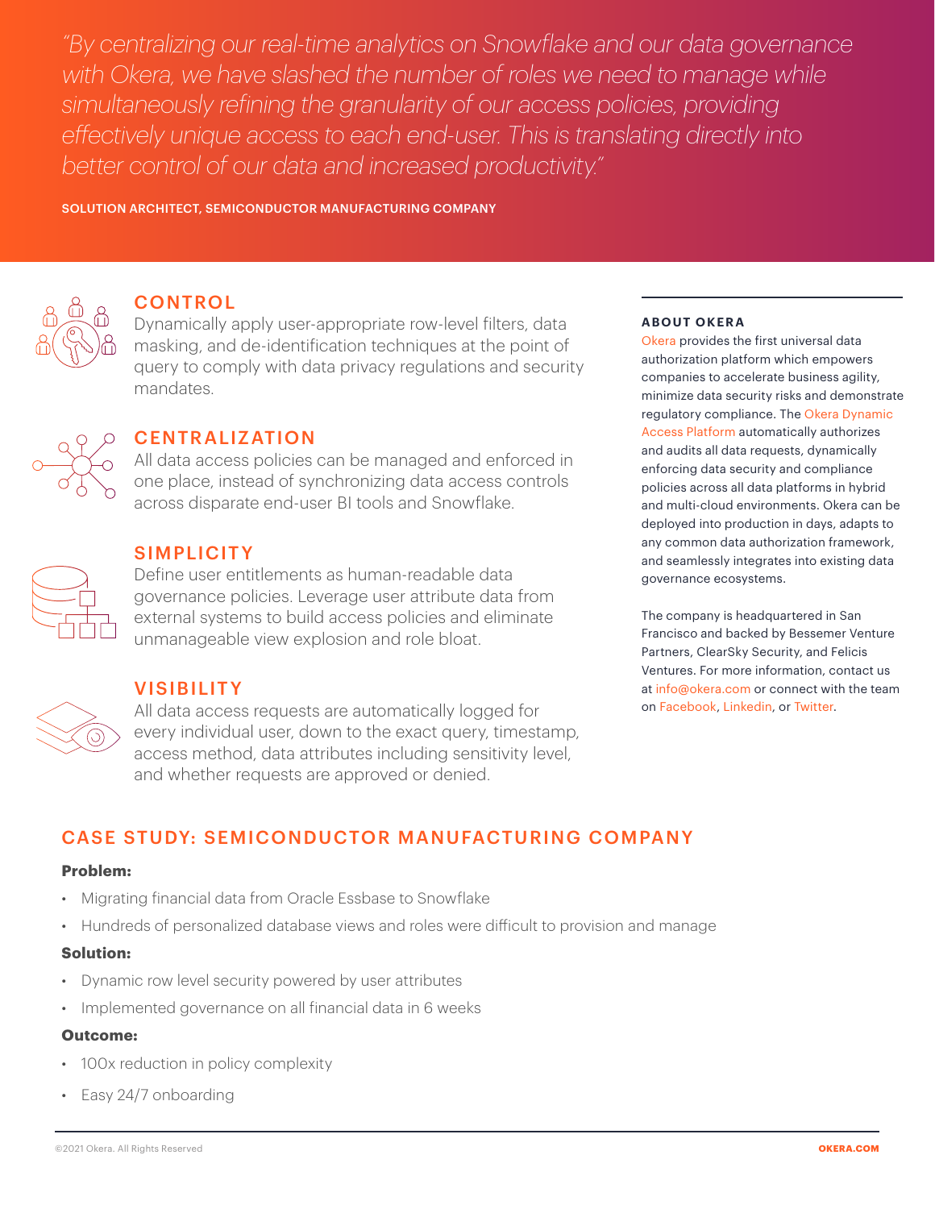*"By centralizing our real-time analytics on Snowflake and our data governance with Okera, we have slashed the number of roles we need to manage while simultaneously refining the granularity of our access policies, providing effectively unique access to each end-user. This is translating directly into better control of our data and increased productivity."*

**SOLUTION ARCHITECT, SEMICONDUCTOR MANUFACTURING COMPANY**

## CONTROL

Dynamically apply user-appropriate row-level filters, data masking, and de-identification techniques at the point of query to comply with data privacy regulations and security mandates.

## CENTRALIZATION

All data access policies can be managed and enforced in one place, instead of synchronizing data access controls across disparate end-user BI tools and Snowflake.

## SIMPLICITY

Define user entitlements as human-readable data governance policies. Leverage user attribute data from external systems to build access policies and eliminate unmanageable view explosion and role bloat.

## VISIBILITY

All data access requests are automatically logged for every individual user, down to the exact query, timestamp, access method, data attributes including sensitivity level, and whether requests are approved or denied.

### ABOUT OKERA

Okera provides the first universal data authorization platform which empowers companies to accelerate business agility, minimize data security risks and demonstrate regulatory compliance. The Okera Dynamic Access Platform automatically authorizes and audits all data requests, dynamically enforcing data security and compliance policies across all data platforms in hybrid and multi-cloud environments. Okera can be deployed into production in days, adapts to any common data authorization framework, and seamlessly integrates into existing data governance ecosystems.

The company is headquartered in San Francisco and backed by Bessemer Venture Partners, ClearSky Security, and Felicis Ventures. For more information, contact us at info@okera.com or connect with the team on Facebook, Linkedin, or Twitter.

## CASE STUDY: SEMICONDUCTOR MANUFACTURING COMPANY

**Problem:**

- Migrating financial data from Oracle Essbase to Snowflake
- Hundreds of personalized database views and roles were difficult to provision and manage

**Solution:**

- Dynamic row level security powered by user attributes
- Implemented governance on all financial data in 6 weeks

**Outcome:**

- 100x reduction in policy complexity
- Easy 24/7 onboarding

©2021 Okera. All Rights Reserved

OKERA.COM